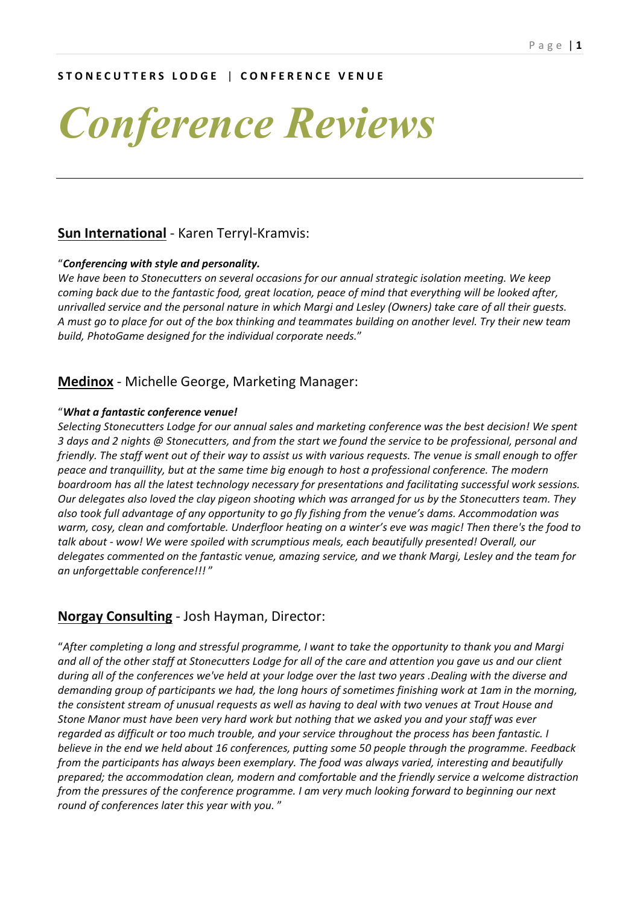**STONECUTTERS LODGE | CONFERENCE VENUE**

# *Conference Reviews*

---

## **Sun International** - Karen Terryl-Kramvis:

"***Conferencing with style and personality.***
*We have been to Stonecutters on several occasions for our annual strategic isolation meeting. We keep coming back due to the fantastic food, great location, peace of mind that everything will be looked after, unrivalled service and the personal nature in which Margi and Lesley (Owners) take care of all their guests. A must go to place for out of the box thinking and teammates building on another level. Try their new team build, PhotoGame designed for the individual corporate needs.*"

## **Medinox** - Michelle George, Marketing Manager:

"***What a fantastic conference venue!***
*Selecting Stonecutters Lodge for our annual sales and marketing conference was the best decision! We spent 3 days and 2 nights @ Stonecutters, and from the start we found the service to be professional, personal and friendly. The staff went out of their way to assist us with various requests. The venue is small enough to offer peace and tranquillity, but at the same time big enough to host a professional conference. The modern boardroom has all the latest technology necessary for presentations and facilitating successful work sessions. Our delegates also loved the clay pigeon shooting which was arranged for us by the Stonecutters team. They also took full advantage of any opportunity to go fly fishing from the venue's dams. Accommodation was warm, cosy, clean and comfortable. Underfloor heating on a winter's eve was magic! Then there's the food to talk about - wow! We were spoiled with scrumptious meals, each beautifully presented! Overall, our delegates commented on the fantastic venue, amazing service, and we thank Margi, Lesley and the team for an unforgettable conference!!!* "

## **Norgay Consulting** - Josh Hayman, Director:

"*After completing a long and stressful programme, I want to take the opportunity to thank you and Margi and all of the other staff at Stonecutters Lodge for all of the care and attention you gave us and our client during all of the conferences we've held at your lodge over the last two years .Dealing with the diverse and demanding group of participants we had, the long hours of sometimes finishing work at 1am in the morning, the consistent stream of unusual requests as well as having to deal with two venues at Trout House and Stone Manor must have been very hard work but nothing that we asked you and your staff was ever regarded as difficult or too much trouble, and your service throughout the process has been fantastic. I believe in the end we held about 16 conferences, putting some 50 people through the programme. Feedback from the participants has always been exemplary. The food was always varied, interesting and beautifully prepared; the accommodation clean, modern and comfortable and the friendly service a welcome distraction from the pressures of the conference programme. I am very much looking forward to beginning our next round of conferences later this year with you.* "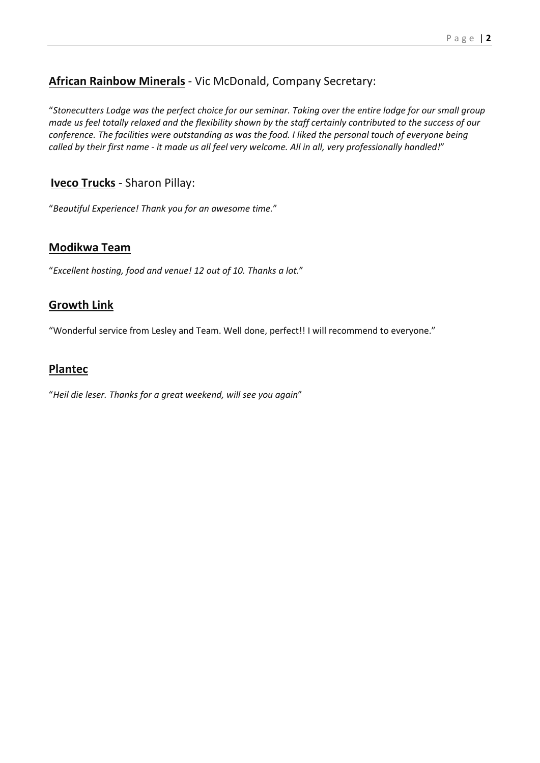## <u>**African Rainbow Minerals**</u> - Vic McDonald, Company Secretary:

"*Stonecutters Lodge was the perfect choice for our seminar. Taking over the entire lodge for our small group made us feel totally relaxed and the flexibility shown by the staff certainly contributed to the success of our conference. The facilities were outstanding as was the food. I liked the personal touch of everyone being called by their first name - it made us all feel very welcome. All in all, very professionally handled!*"

## <u>**Iveco Trucks**</u> - Sharon Pillay:

"*Beautiful Experience! Thank you for an awesome time.*"

## <u>**Modikwa Team**</u>

"*Excellent hosting, food and venue! 12 out of 10. Thanks a lot.*"

## <u>**Growth Link**</u>

"Wonderful service from Lesley and Team. Well done, perfect!! I will recommend to everyone."

## <u>**Plantec**</u>

"*Heil die leser. Thanks for a great weekend, will see you again*"